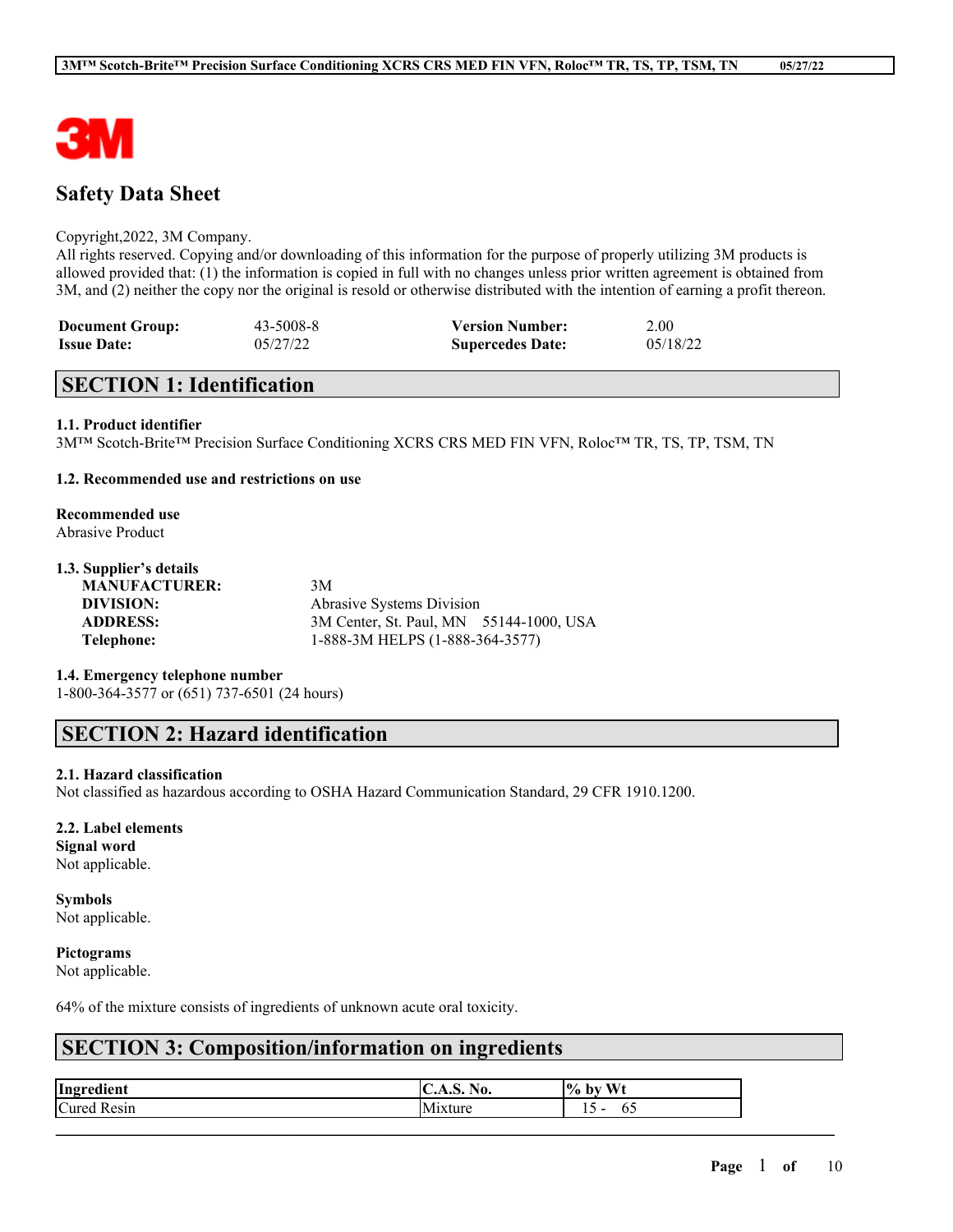# Safety Data Sheet

Copyright,2022, 3M Company.
All rights reserved. Copying and/or downloading of this information for the purpose of properly utilizing 3M products is allowed provided that: (1) the information is copied in full with no changes unless prior written agreement is obtained from 3M, and (2) neither the copy nor the original is resold or otherwise distributed with the intention of earning a profit thereon.

| | | | |
|---|---|---|---|
| **Document Group:** | 43-5008-8 | **Version Number:** | 2.00 |
| **Issue Date:** | 05/27/22 | **Supercedes Date:** | 05/18/22 |

## SECTION 1: Identification

### 1.1. Product identifier

3M™ Scotch-Brite™ Precision Surface Conditioning XCRS CRS MED FIN VFN, Roloc™ TR, TS, TP, TSM, TN

### 1.2. Recommended use and restrictions on use

**Recommended use**
Abrasive Product

### 1.3. Supplier's details

| | |
|---|---|
| **MANUFACTURER:** | 3M |
| **DIVISION:** | Abrasive Systems Division |
| **ADDRESS:** | 3M Center, St. Paul, MN 55144-1000, USA |
| **Telephone:** | 1-888-3M HELPS (1-888-364-3577) |

### 1.4. Emergency telephone number

1-800-364-3577 or (651) 737-6501 (24 hours)

## SECTION 2: Hazard identification

### 2.1. Hazard classification

Not classified as hazardous according to OSHA Hazard Communication Standard, 29 CFR 1910.1200.

### 2.2. Label elements

**Signal word**
Not applicable.

**Symbols**
Not applicable.

**Pictograms**
Not applicable.

64% of the mixture consists of ingredients of unknown acute oral toxicity.

## SECTION 3: Composition/information on ingredients

| Ingredient | C.A.S. No. | % by Wt |
|---|---|---|
| Cured Resin | Mixture | 15 - 65 |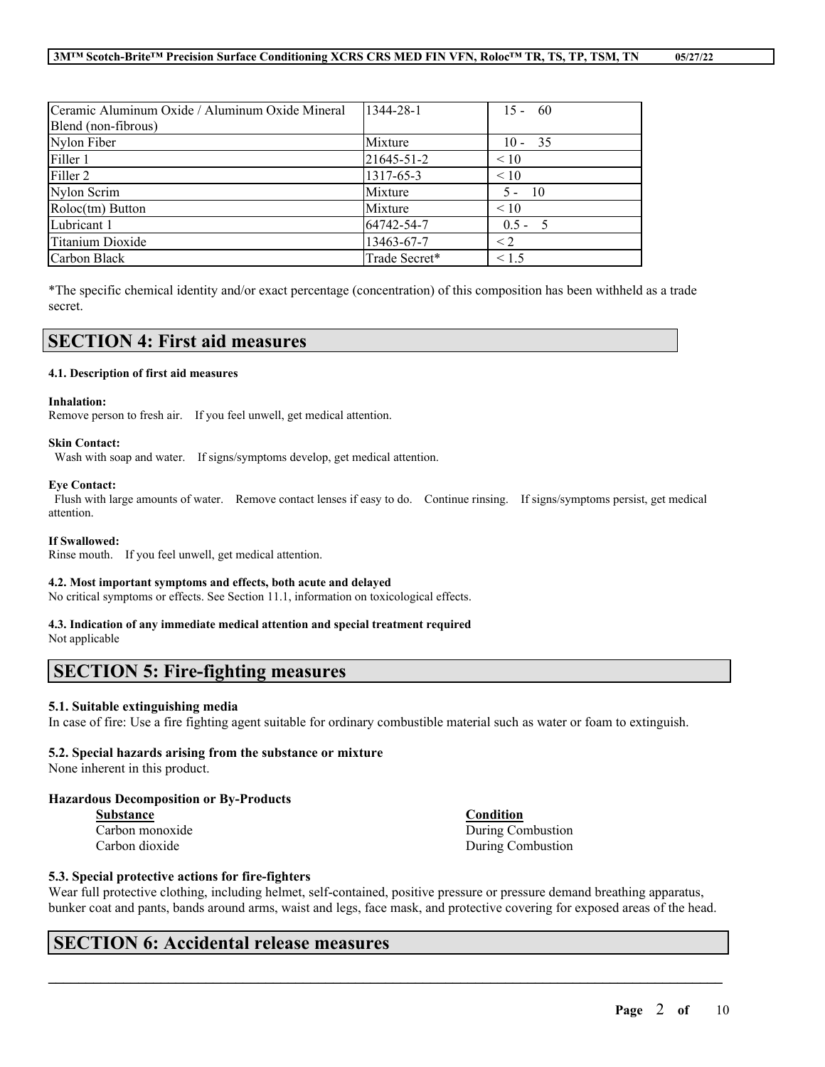| | | |
|---|---|---|
| Ceramic Aluminum Oxide / Aluminum Oxide Mineral Blend (non-fibrous) | 1344-28-1 | 15 - 60 |
| Nylon Fiber | Mixture | 10 - 35 |
| Filler 1 | 21645-51-2 | < 10 |
| Filler 2 | 1317-65-3 | < 10 |
| Nylon Scrim | Mixture | 5 - 10 |
| Roloc(tm) Button | Mixture | < 10 |
| Lubricant 1 | 64742-54-7 | 0.5 - 5 |
| Titanium Dioxide | 13463-67-7 | < 2 |
| Carbon Black | Trade Secret* | < 1.5 |

*The specific chemical identity and/or exact percentage (concentration) of this composition has been withheld as a trade secret.

## SECTION 4: First aid measures

#### 4.1. Description of first aid measures

**Inhalation:**
Remove person to fresh air. If you feel unwell, get medical attention.

**Skin Contact:**
Wash with soap and water. If signs/symptoms develop, get medical attention.

**Eye Contact:**
Flush with large amounts of water. Remove contact lenses if easy to do. Continue rinsing. If signs/symptoms persist, get medical attention.

**If Swallowed:**
Rinse mouth. If you feel unwell, get medical attention.

#### 4.2. Most important symptoms and effects, both acute and delayed

No critical symptoms or effects. See Section 11.1, information on toxicological effects.

#### 4.3. Indication of any immediate medical attention and special treatment required

Not applicable

## SECTION 5: Fire-fighting measures

#### 5.1. Suitable extinguishing media

In case of fire: Use a fire fighting agent suitable for ordinary combustible material such as water or foam to extinguish.

#### 5.2. Special hazards arising from the substance or mixture

None inherent in this product.

**Hazardous Decomposition or By-Products**

| Substance | Condition |
|---|---|
| Carbon monoxide | During Combustion |
| Carbon dioxide | During Combustion |

#### 5.3. Special protective actions for fire-fighters

Wear full protective clothing, including helmet, self-contained, positive pressure or pressure demand breathing apparatus, bunker coat and pants, bands around arms, waist and legs, face mask, and protective covering for exposed areas of the head.

## SECTION 6: Accidental release measures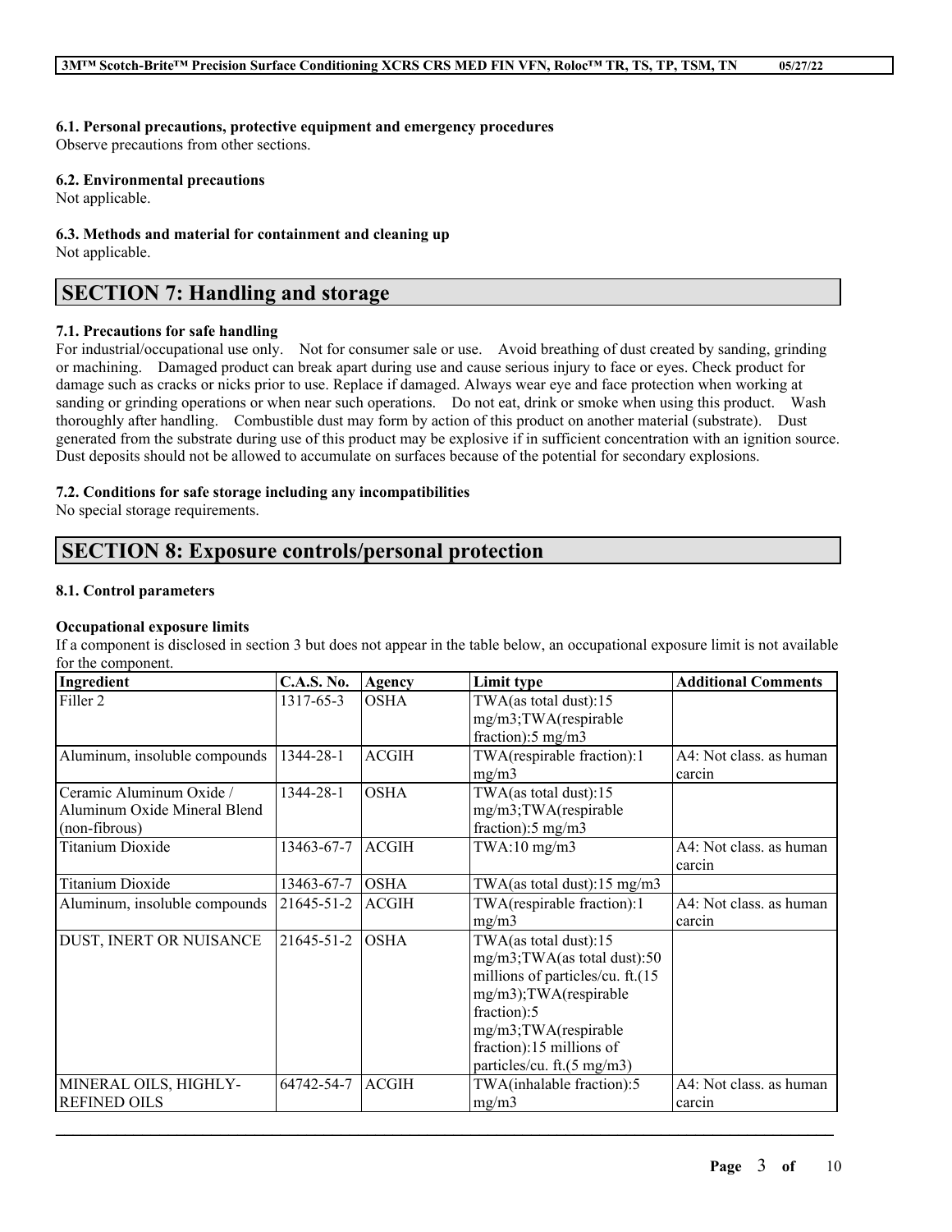### 6.1. Personal precautions, protective equipment and emergency procedures

Observe precautions from other sections.

### 6.2. Environmental precautions

Not applicable.

### 6.3. Methods and material for containment and cleaning up

Not applicable.

## SECTION 7: Handling and storage

### 7.1. Precautions for safe handling

For industrial/occupational use only. Not for consumer sale or use. Avoid breathing of dust created by sanding, grinding or machining. Damaged product can break apart during use and cause serious injury to face or eyes. Check product for damage such as cracks or nicks prior to use. Replace if damaged. Always wear eye and face protection when working at sanding or grinding operations or when near such operations. Do not eat, drink or smoke when using this product. Wash thoroughly after handling. Combustible dust may form by action of this product on another material (substrate). Dust generated from the substrate during use of this product may be explosive if in sufficient concentration with an ignition source. Dust deposits should not be allowed to accumulate on surfaces because of the potential for secondary explosions.

### 7.2. Conditions for safe storage including any incompatibilities

No special storage requirements.

## SECTION 8: Exposure controls/personal protection

### 8.1. Control parameters

**Occupational exposure limits**

If a component is disclosed in section 3 but does not appear in the table below, an occupational exposure limit is not available for the component.

| Ingredient | C.A.S. No. | Agency | Limit type | Additional Comments |
|---|---|---|---|---|
| Filler 2 | 1317-65-3 | OSHA | TWA(as total dust):15 mg/m3;TWA(respirable fraction):5 mg/m3 | |
| Aluminum, insoluble compounds | 1344-28-1 | ACGIH | TWA(respirable fraction):1 mg/m3 | A4: Not class. as human carcin |
| Ceramic Aluminum Oxide / Aluminum Oxide Mineral Blend (non-fibrous) | 1344-28-1 | OSHA | TWA(as total dust):15 mg/m3;TWA(respirable fraction):5 mg/m3 | |
| Titanium Dioxide | 13463-67-7 | ACGIH | TWA:10 mg/m3 | A4: Not class. as human carcin |
| Titanium Dioxide | 13463-67-7 | OSHA | TWA(as total dust):15 mg/m3 | |
| Aluminum, insoluble compounds | 21645-51-2 | ACGIH | TWA(respirable fraction):1 mg/m3 | A4: Not class. as human carcin |
| DUST, INERT OR NUISANCE | 21645-51-2 | OSHA | TWA(as total dust):15 mg/m3;TWA(as total dust):50 millions of particles/cu. ft.(15 mg/m3);TWA(respirable fraction):5 mg/m3;TWA(respirable fraction):15 millions of particles/cu. ft.(5 mg/m3) | |
| MINERAL OILS, HIGHLY-REFINED OILS | 64742-54-7 | ACGIH | TWA(inhalable fraction):5 mg/m3 | A4: Not class. as human carcin |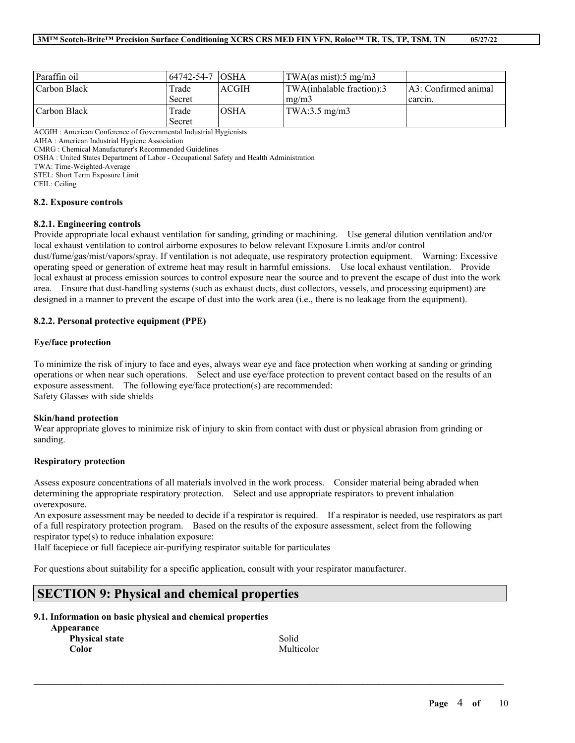| Paraffin oil | 64742-54-7 | OSHA | TWA(as mist):5 mg/m3 | |
|---|---|---|---|---|
| Carbon Black | Trade Secret | ACGIH | TWA(inhalable fraction):3 mg/m3 | A3: Confirmed animal carcin. |
| Carbon Black | Trade Secret | OSHA | TWA:3.5 mg/m3 | |

ACGIH : American Conference of Governmental Industrial Hygienists
AIHA : American Industrial Hygiene Association
CMRG : Chemical Manufacturer's Recommended Guidelines
OSHA : United States Department of Labor - Occupational Safety and Health Administration
TWA: Time-Weighted-Average
STEL: Short Term Exposure Limit
CEIL: Ceiling

### 8.2. Exposure controls

#### 8.2.1. Engineering controls

Provide appropriate local exhaust ventilation for sanding, grinding or machining. Use general dilution ventilation and/or local exhaust ventilation to control airborne exposures to below relevant Exposure Limits and/or control dust/fume/gas/mist/vapors/spray. If ventilation is not adequate, use respiratory protection equipment. Warning: Excessive operating speed or generation of extreme heat may result in harmful emissions. Use local exhaust ventilation. Provide local exhaust at process emission sources to control exposure near the source and to prevent the escape of dust into the work area. Ensure that dust-handling systems (such as exhaust ducts, dust collectors, vessels, and processing equipment) are designed in a manner to prevent the escape of dust into the work area (i.e., there is no leakage from the equipment).

#### 8.2.2. Personal protective equipment (PPE)

**Eye/face protection**

To minimize the risk of injury to face and eyes, always wear eye and face protection when working at sanding or grinding operations or when near such operations. Select and use eye/face protection to prevent contact based on the results of an exposure assessment. The following eye/face protection(s) are recommended:
Safety Glasses with side shields

**Skin/hand protection**

Wear appropriate gloves to minimize risk of injury to skin from contact with dust or physical abrasion from grinding or sanding.

**Respiratory protection**

Assess exposure concentrations of all materials involved in the work process. Consider material being abraded when determining the appropriate respiratory protection. Select and use appropriate respirators to prevent inhalation overexposure.
An exposure assessment may be needed to decide if a respirator is required. If a respirator is needed, use respirators as part of a full respiratory protection program. Based on the results of the exposure assessment, select from the following respirator type(s) to reduce inhalation exposure:
Half facepiece or full facepiece air-purifying respirator suitable for particulates

For questions about suitability for a specific application, consult with your respirator manufacturer.

## SECTION 9: Physical and chemical properties

### 9.1. Information on basic physical and chemical properties

**Appearance**

| | |
|---|---|
| **Physical state** | Solid |
| **Color** | Multicolor |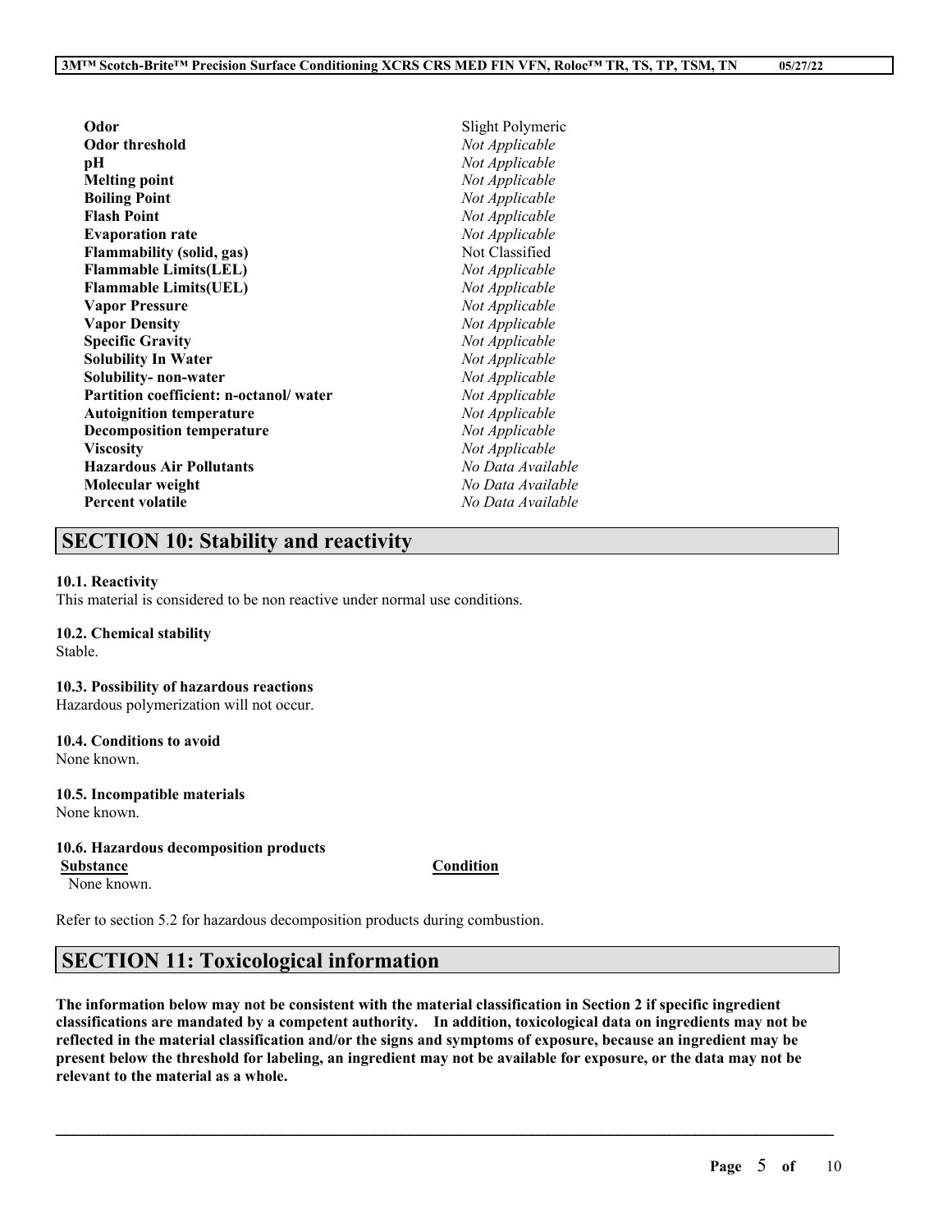| | |
|---|---|
| **Odor** | Slight Polymeric |
| **Odor threshold** | *Not Applicable* |
| **pH** | *Not Applicable* |
| **Melting point** | *Not Applicable* |
| **Boiling Point** | *Not Applicable* |
| **Flash Point** | *Not Applicable* |
| **Evaporation rate** | *Not Applicable* |
| **Flammability (solid, gas)** | Not Classified |
| **Flammable Limits(LEL)** | *Not Applicable* |
| **Flammable Limits(UEL)** | *Not Applicable* |
| **Vapor Pressure** | *Not Applicable* |
| **Vapor Density** | *Not Applicable* |
| **Specific Gravity** | *Not Applicable* |
| **Solubility In Water** | *Not Applicable* |
| **Solubility- non-water** | *Not Applicable* |
| **Partition coefficient: n-octanol/ water** | *Not Applicable* |
| **Autoignition temperature** | *Not Applicable* |
| **Decomposition temperature** | *Not Applicable* |
| **Viscosity** | *Not Applicable* |
| **Hazardous Air Pollutants** | *No Data Available* |
| **Molecular weight** | *No Data Available* |
| **Percent volatile** | *No Data Available* |

## SECTION 10: Stability and reactivity

**10.1. Reactivity**
This material is considered to be non reactive under normal use conditions.

**10.2. Chemical stability**
Stable.

**10.3. Possibility of hazardous reactions**
Hazardous polymerization will not occur.

**10.4. Conditions to avoid**
None known.

**10.5. Incompatible materials**
None known.

**10.6. Hazardous decomposition products**

| Substance | Condition |
|---|---|
| None known. | |

Refer to section 5.2 for hazardous decomposition products during combustion.

## SECTION 11: Toxicological information

**The information below may not be consistent with the material classification in Section 2 if specific ingredient classifications are mandated by a competent authority. In addition, toxicological data on ingredients may not be reflected in the material classification and/or the signs and symptoms of exposure, because an ingredient may be present below the threshold for labeling, an ingredient may not be available for exposure, or the data may not be relevant to the material as a whole.**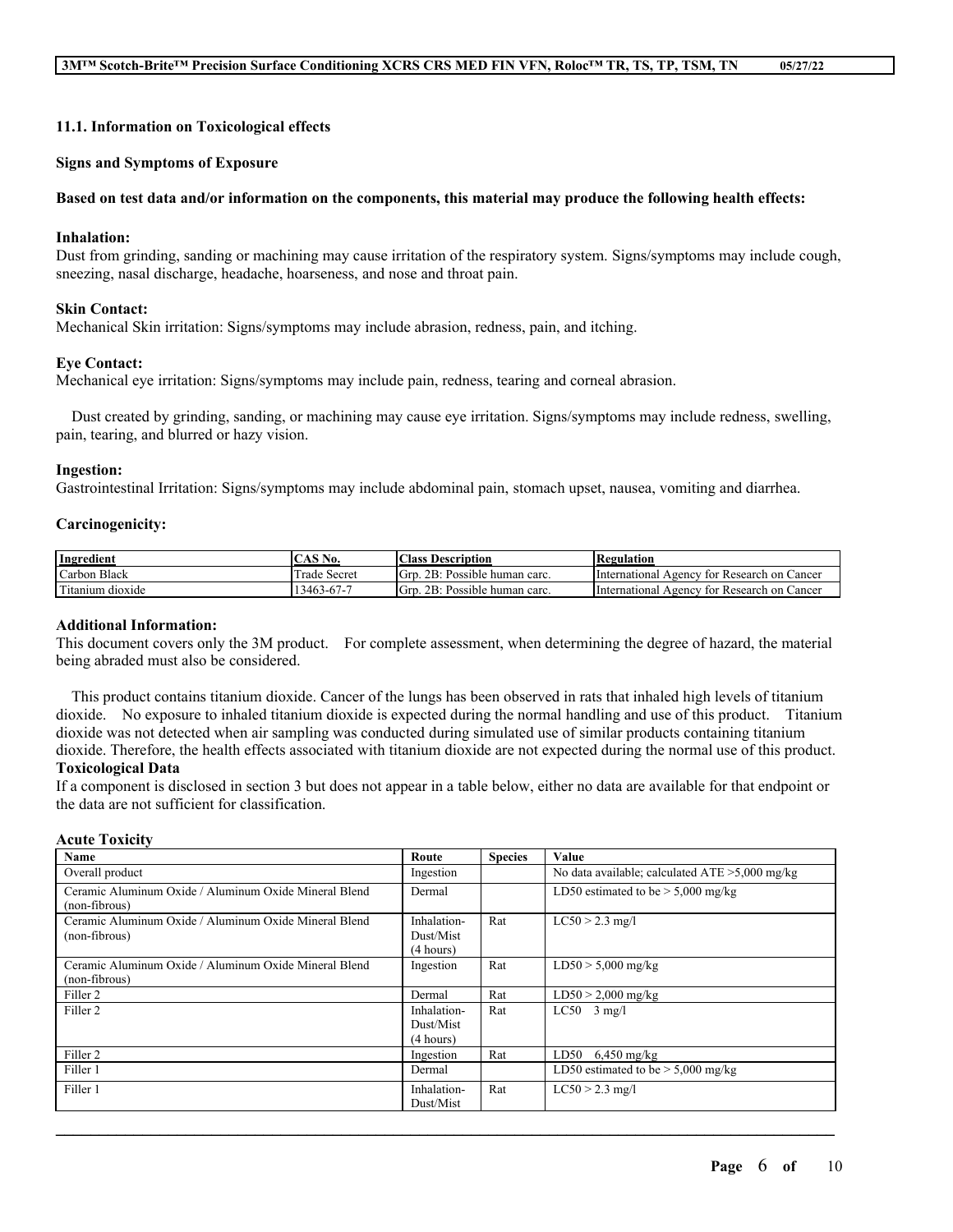### 11.1. Information on Toxicological effects

**Signs and Symptoms of Exposure**

**Based on test data and/or information on the components, this material may produce the following health effects:**

**Inhalation:**
Dust from grinding, sanding or machining may cause irritation of the respiratory system. Signs/symptoms may include cough, sneezing, nasal discharge, headache, hoarseness, and nose and throat pain.

**Skin Contact:**
Mechanical Skin irritation: Signs/symptoms may include abrasion, redness, pain, and itching.

**Eye Contact:**
Mechanical eye irritation: Signs/symptoms may include pain, redness, tearing and corneal abrasion.

Dust created by grinding, sanding, or machining may cause eye irritation. Signs/symptoms may include redness, swelling, pain, tearing, and blurred or hazy vision.

**Ingestion:**
Gastrointestinal Irritation: Signs/symptoms may include abdominal pain, stomach upset, nausea, vomiting and diarrhea.

**Carcinogenicity:**

| Ingredient | CAS No. | Class Description | Regulation |
|---|---|---|---|
| Carbon Black | Trade Secret | Grp. 2B: Possible human carc. | International Agency for Research on Cancer |
| Titanium dioxide | 13463-67-7 | Grp. 2B: Possible human carc. | International Agency for Research on Cancer |

**Additional Information:**
This document covers only the 3M product. For complete assessment, when determining the degree of hazard, the material being abraded must also be considered.

This product contains titanium dioxide. Cancer of the lungs has been observed in rats that inhaled high levels of titanium dioxide. No exposure to inhaled titanium dioxide is expected during the normal handling and use of this product. Titanium dioxide was not detected when air sampling was conducted during simulated use of similar products containing titanium dioxide. Therefore, the health effects associated with titanium dioxide are not expected during the normal use of this product.

**Toxicological Data**
If a component is disclosed in section 3 but does not appear in a table below, either no data are available for that endpoint or the data are not sufficient for classification.

**Acute Toxicity**

| Name | Route | Species | Value |
|---|---|---|---|
| Overall product | Ingestion | | No data available; calculated ATE >5,000 mg/kg |
| Ceramic Aluminum Oxide / Aluminum Oxide Mineral Blend (non-fibrous) | Dermal | | LD50 estimated to be > 5,000 mg/kg |
| Ceramic Aluminum Oxide / Aluminum Oxide Mineral Blend (non-fibrous) | Inhalation-Dust/Mist (4 hours) | Rat | LC50 > 2.3 mg/l |
| Ceramic Aluminum Oxide / Aluminum Oxide Mineral Blend (non-fibrous) | Ingestion | Rat | LD50 > 5,000 mg/kg |
| Filler 2 | Dermal | Rat | LD50 > 2,000 mg/kg |
| Filler 2 | Inhalation-Dust/Mist (4 hours) | Rat | LC50 3 mg/l |
| Filler 2 | Ingestion | Rat | LD50 6,450 mg/kg |
| Filler 1 | Dermal | | LD50 estimated to be > 5,000 mg/kg |
| Filler 1 | Inhalation-Dust/Mist | Rat | LC50 > 2.3 mg/l |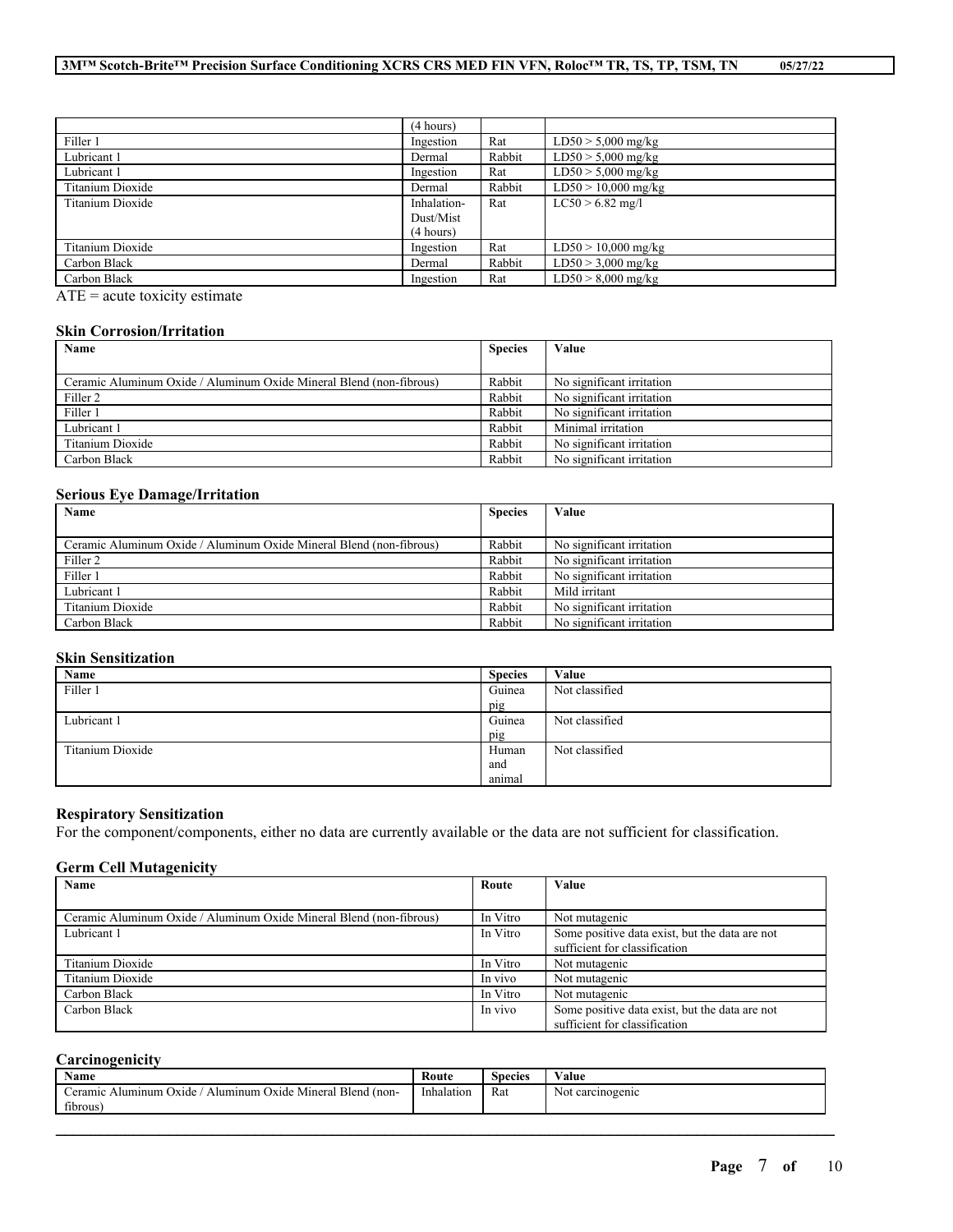| | (4 hours) | | |
|---|---|---|---|
| Filler 1 | Ingestion | Rat | LD50 > 5,000 mg/kg |
| Lubricant 1 | Dermal | Rabbit | LD50 > 5,000 mg/kg |
| Lubricant 1 | Ingestion | Rat | LD50 > 5,000 mg/kg |
| Titanium Dioxide | Dermal | Rabbit | LD50 > 10,000 mg/kg |
| Titanium Dioxide | Inhalation-Dust/Mist (4 hours) | Rat | LC50 > 6.82 mg/l |
| Titanium Dioxide | Ingestion | Rat | LD50 > 10,000 mg/kg |
| Carbon Black | Dermal | Rabbit | LD50 > 3,000 mg/kg |
| Carbon Black | Ingestion | Rat | LD50 > 8,000 mg/kg |

ATE = acute toxicity estimate

### Skin Corrosion/Irritation

| Name | Species | Value |
|---|---|---|
| Ceramic Aluminum Oxide / Aluminum Oxide Mineral Blend (non-fibrous) | Rabbit | No significant irritation |
| Filler 2 | Rabbit | No significant irritation |
| Filler 1 | Rabbit | No significant irritation |
| Lubricant 1 | Rabbit | Minimal irritation |
| Titanium Dioxide | Rabbit | No significant irritation |
| Carbon Black | Rabbit | No significant irritation |

### Serious Eye Damage/Irritation

| Name | Species | Value |
|---|---|---|
| Ceramic Aluminum Oxide / Aluminum Oxide Mineral Blend (non-fibrous) | Rabbit | No significant irritation |
| Filler 2 | Rabbit | No significant irritation |
| Filler 1 | Rabbit | No significant irritation |
| Lubricant 1 | Rabbit | Mild irritant |
| Titanium Dioxide | Rabbit | No significant irritation |
| Carbon Black | Rabbit | No significant irritation |

### Skin Sensitization

| Name | Species | Value |
|---|---|---|
| Filler 1 | Guinea pig | Not classified |
| Lubricant 1 | Guinea pig | Not classified |
| Titanium Dioxide | Human and animal | Not classified |

### Respiratory Sensitization

For the component/components, either no data are currently available or the data are not sufficient for classification.

### Germ Cell Mutagenicity

| Name | Route | Value |
|---|---|---|
| Ceramic Aluminum Oxide / Aluminum Oxide Mineral Blend (non-fibrous) | In Vitro | Not mutagenic |
| Lubricant 1 | In Vitro | Some positive data exist, but the data are not sufficient for classification |
| Titanium Dioxide | In Vitro | Not mutagenic |
| Titanium Dioxide | In vivo | Not mutagenic |
| Carbon Black | In Vitro | Not mutagenic |
| Carbon Black | In vivo | Some positive data exist, but the data are not sufficient for classification |

### Carcinogenicity

| Name | Route | Species | Value |
|---|---|---|---|
| Ceramic Aluminum Oxide / Aluminum Oxide Mineral Blend (non-fibrous) | Inhalation | Rat | Not carcinogenic |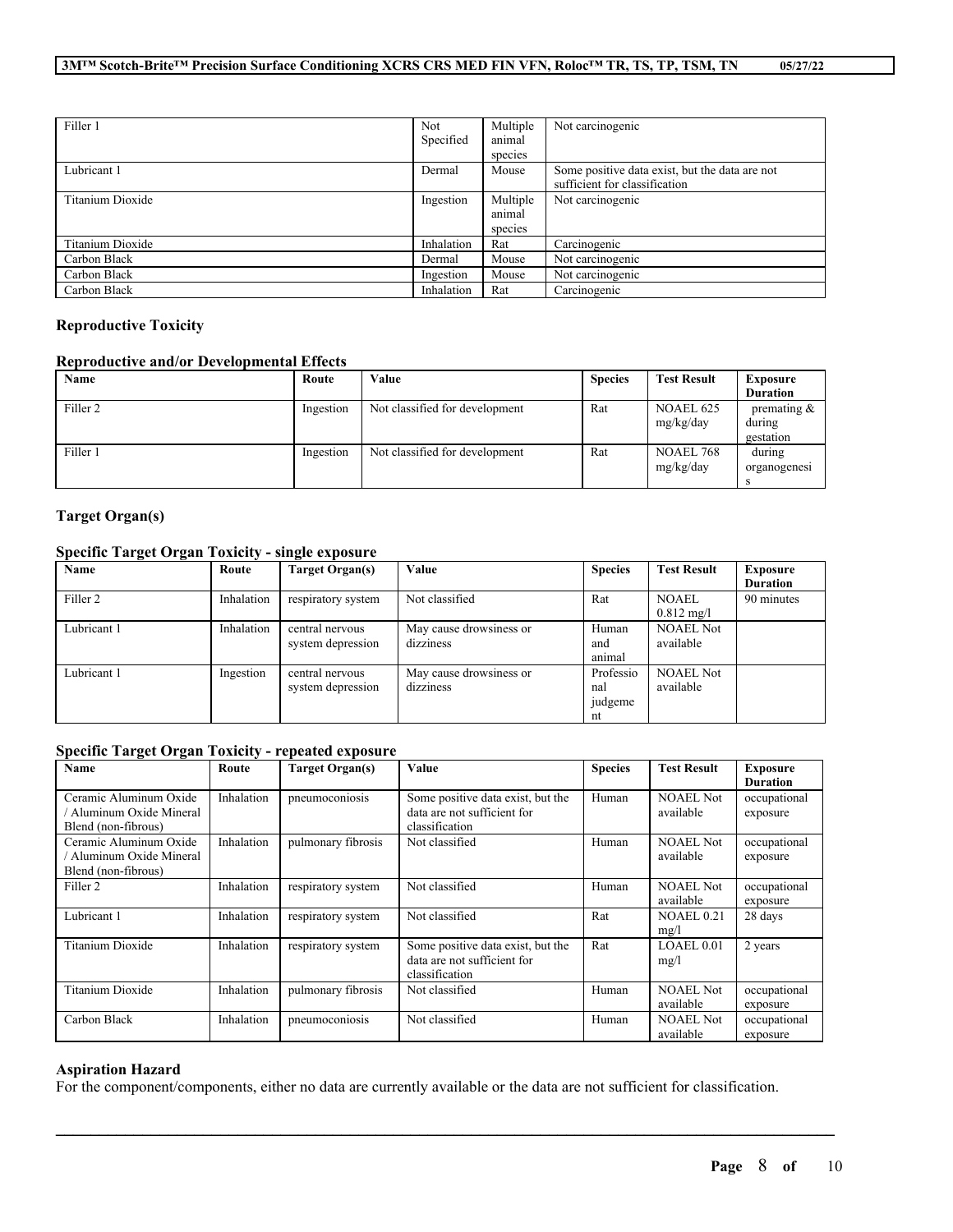| | | | |
|---|---|---|---|
| Filler 1 | Not Specified | Multiple animal species | Not carcinogenic |
| Lubricant 1 | Dermal | Mouse | Some positive data exist, but the data are not sufficient for classification |
| Titanium Dioxide | Ingestion | Multiple animal species | Not carcinogenic |
| Titanium Dioxide | Inhalation | Rat | Carcinogenic |
| Carbon Black | Dermal | Mouse | Not carcinogenic |
| Carbon Black | Ingestion | Mouse | Not carcinogenic |
| Carbon Black | Inhalation | Rat | Carcinogenic |

### Reproductive Toxicity

#### Reproductive and/or Developmental Effects

| Name | Route | Value | Species | Test Result | Exposure Duration |
|---|---|---|---|---|---|
| Filler 2 | Ingestion | Not classified for development | Rat | NOAEL 625 mg/kg/day | premating & during gestation |
| Filler 1 | Ingestion | Not classified for development | Rat | NOAEL 768 mg/kg/day | during organogenesis |

### Target Organ(s)

#### Specific Target Organ Toxicity - single exposure

| Name | Route | Target Organ(s) | Value | Species | Test Result | Exposure Duration |
|---|---|---|---|---|---|---|
| Filler 2 | Inhalation | respiratory system | Not classified | Rat | NOAEL 0.812 mg/l | 90 minutes |
| Lubricant 1 | Inhalation | central nervous system depression | May cause drowsiness or dizziness | Human and animal | NOAEL Not available | |
| Lubricant 1 | Ingestion | central nervous system depression | May cause drowsiness or dizziness | Professional judgement | NOAEL Not available | |

#### Specific Target Organ Toxicity - repeated exposure

| Name | Route | Target Organ(s) | Value | Species | Test Result | Exposure Duration |
|---|---|---|---|---|---|---|
| Ceramic Aluminum Oxide / Aluminum Oxide Mineral Blend (non-fibrous) | Inhalation | pneumoconiosis | Some positive data exist, but the data are not sufficient for classification | Human | NOAEL Not available | occupational exposure |
| Ceramic Aluminum Oxide / Aluminum Oxide Mineral Blend (non-fibrous) | Inhalation | pulmonary fibrosis | Not classified | Human | NOAEL Not available | occupational exposure |
| Filler 2 | Inhalation | respiratory system | Not classified | Human | NOAEL Not available | occupational exposure |
| Lubricant 1 | Inhalation | respiratory system | Not classified | Rat | NOAEL 0.21 mg/l | 28 days |
| Titanium Dioxide | Inhalation | respiratory system | Some positive data exist, but the data are not sufficient for classification | Rat | LOAEL 0.01 mg/l | 2 years |
| Titanium Dioxide | Inhalation | pulmonary fibrosis | Not classified | Human | NOAEL Not available | occupational exposure |
| Carbon Black | Inhalation | pneumoconiosis | Not classified | Human | NOAEL Not available | occupational exposure |

### Aspiration Hazard

For the component/components, either no data are currently available or the data are not sufficient for classification.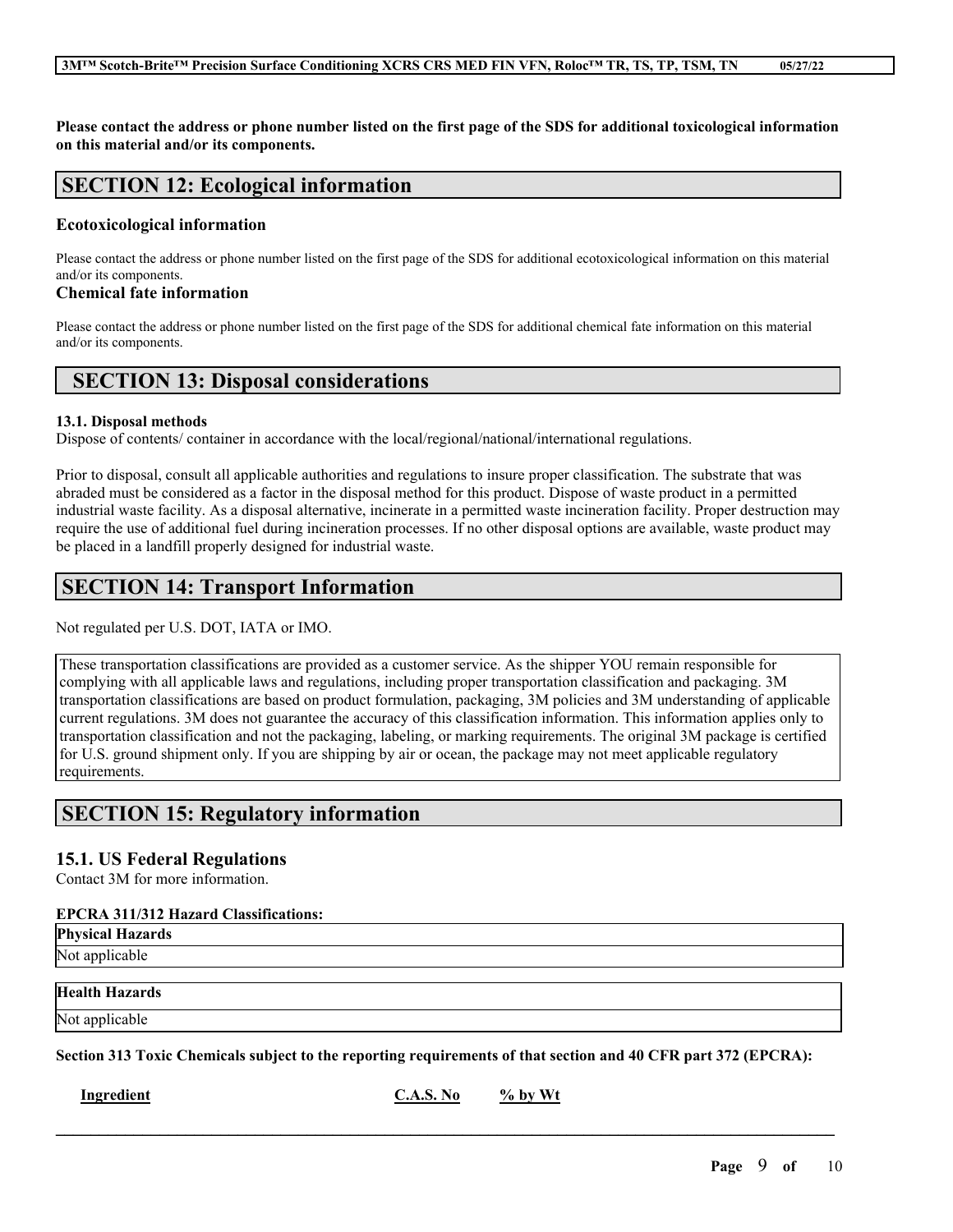**Please contact the address or phone number listed on the first page of the SDS for additional toxicological information on this material and/or its components.**

## SECTION 12: Ecological information

### Ecotoxicological information

Please contact the address or phone number listed on the first page of the SDS for additional ecotoxicological information on this material and/or its components.

### Chemical fate information

Please contact the address or phone number listed on the first page of the SDS for additional chemical fate information on this material and/or its components.

## SECTION 13: Disposal considerations

**13.1. Disposal methods**

Dispose of contents/ container in accordance with the local/regional/national/international regulations.

Prior to disposal, consult all applicable authorities and regulations to insure proper classification. The substrate that was abraded must be considered as a factor in the disposal method for this product. Dispose of waste product in a permitted industrial waste facility. As a disposal alternative, incinerate in a permitted waste incineration facility. Proper destruction may require the use of additional fuel during incineration processes. If no other disposal options are available, waste product may be placed in a landfill properly designed for industrial waste.

## SECTION 14: Transport Information

Not regulated per U.S. DOT, IATA or IMO.

These transportation classifications are provided as a customer service. As the shipper YOU remain responsible for complying with all applicable laws and regulations, including proper transportation classification and packaging. 3M transportation classifications are based on product formulation, packaging, 3M policies and 3M understanding of applicable current regulations. 3M does not guarantee the accuracy of this classification information. This information applies only to transportation classification and not the packaging, labeling, or marking requirements. The original 3M package is certified for U.S. ground shipment only. If you are shipping by air or ocean, the package may not meet applicable regulatory requirements.

## SECTION 15: Regulatory information

### 15.1. US Federal Regulations

Contact 3M for more information.

**EPCRA 311/312 Hazard Classifications:**

| Physical Hazards |
| --- |
| Not applicable |

| Health Hazards |
| --- |
| Not applicable |

**Section 313 Toxic Chemicals subject to the reporting requirements of that section and 40 CFR part 372 (EPCRA):**

| Ingredient | C.A.S. No | % by Wt |
| --- | --- | --- |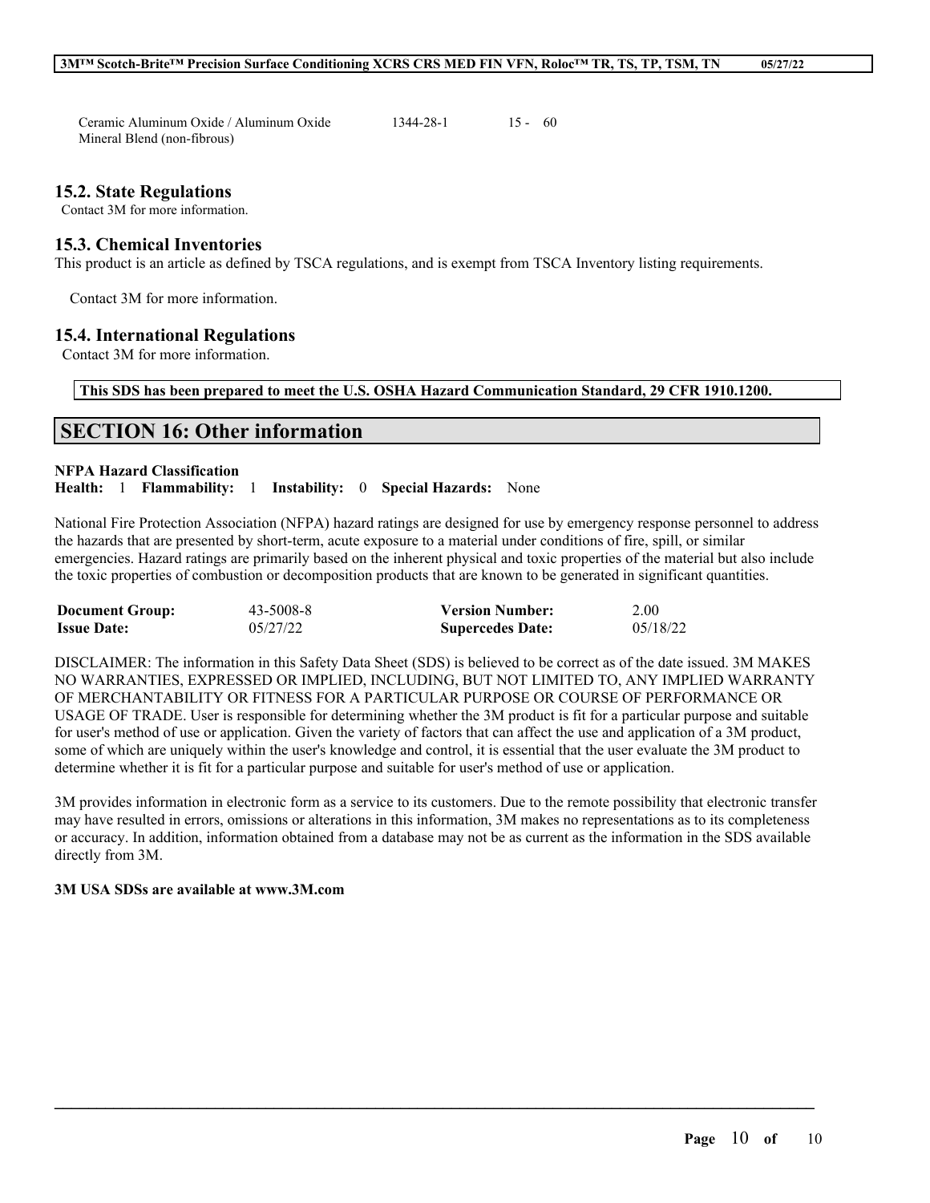| | | |
|---|---|---|
| Ceramic Aluminum Oxide / Aluminum Oxide Mineral Blend (non-fibrous) | 1344-28-1 | 15 - 60 |

## 15.2. State Regulations

Contact 3M for more information.

## 15.3. Chemical Inventories

This product is an article as defined by TSCA regulations, and is exempt from TSCA Inventory listing requirements.

Contact 3M for more information.

## 15.4. International Regulations

Contact 3M for more information.

**This SDS has been prepared to meet the U.S. OSHA Hazard Communication Standard, 29 CFR 1910.1200.**

# SECTION 16: Other information

**NFPA Hazard Classification**

**Health:** 1 **Flammability:** 1 **Instability:** 0 **Special Hazards:** None

National Fire Protection Association (NFPA) hazard ratings are designed for use by emergency response personnel to address the hazards that are presented by short-term, acute exposure to a material under conditions of fire, spill, or similar emergencies. Hazard ratings are primarily based on the inherent physical and toxic properties of the material but also include the toxic properties of combustion or decomposition products that are known to be generated in significant quantities.

| | | | |
|---|---|---|---|
| **Document Group:** | 43-5008-8 | **Version Number:** | 2.00 |
| **Issue Date:** | 05/27/22 | **Supercedes Date:** | 05/18/22 |

DISCLAIMER: The information in this Safety Data Sheet (SDS) is believed to be correct as of the date issued. 3M MAKES NO WARRANTIES, EXPRESSED OR IMPLIED, INCLUDING, BUT NOT LIMITED TO, ANY IMPLIED WARRANTY OF MERCHANTABILITY OR FITNESS FOR A PARTICULAR PURPOSE OR COURSE OF PERFORMANCE OR USAGE OF TRADE. User is responsible for determining whether the 3M product is fit for a particular purpose and suitable for user's method of use or application. Given the variety of factors that can affect the use and application of a 3M product, some of which are uniquely within the user's knowledge and control, it is essential that the user evaluate the 3M product to determine whether it is fit for a particular purpose and suitable for user's method of use or application.

3M provides information in electronic form as a service to its customers. Due to the remote possibility that electronic transfer may have resulted in errors, omissions or alterations in this information, 3M makes no representations as to its completeness or accuracy. In addition, information obtained from a database may not be as current as the information in the SDS available directly from 3M.

**3M USA SDSs are available at www.3M.com**